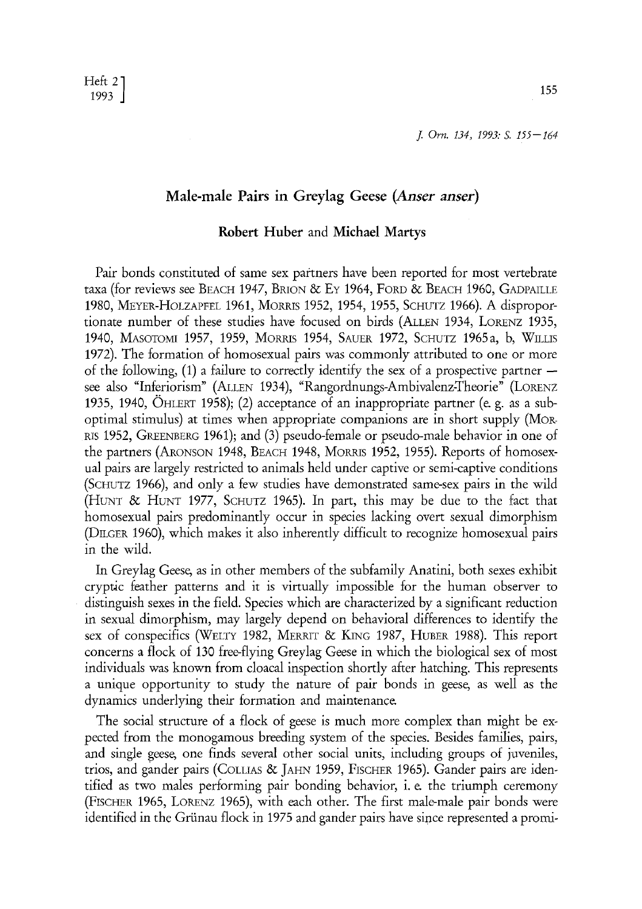# Male-male Pairs in Greylag Geese (*Anser anser*)

## Robert Huber and Michael Martys

Pair bonds constituted of same sex partners have been reported for most vertebrate taxa (for reviews see BEACH 1947, BRION & EY 1964, FORD & BEACH 1960, GADPAILLE 1980, MEYER-HOLZAPFEL 1961, MORRIS 1952, 1954, 1955, SCHUTZ 1966). A disproportionate number of these studies have focused on birds (ALLEN 1934, LORENZ 1935, 1940, MASOTOMI 1957, 1959, MORRIS 1954, SAUER 1972, SCHUTZ 1965a, b, WILLIS 1972). The formation of homosexual pairs was commonly attributed to one or more of the following, (1) a failure to correctly identify the sex of a prospective partner — see also "Inferiorism" (ALLEN 1934), "Rangordnungs-Ambivalenz-Theorie" (LORENZ 1935, 1940, ÖHLERT 1958); (2) acceptance of an inappropriate partner (e. g. as a suboptimal stimulus) at times when appropriate companions are in short supply (MORRIS 1952, GREENBERG 1961); and (3) pseudo-female or pseudo-male behavior in one of the partners (ARONSON 1948, BEACH 1948, MORRIS 1952, 1955). Reports of homosexual pairs are largely restricted to animals held under captive or semi-captive conditions (SCHUTZ 1966), and only a few studies have demonstrated same-sex pairs in the wild (HUNT & HUNT 1977, SCHUTZ 1965). In part, this may be due to the fact that homosexual pairs predominantly occur in species lacking overt sexual dimorphism (DILGER 1960), which makes it also inherently difficult to recognize homosexual pairs in the wild.

In Greylag Geese, as in other members of the subfamily Anatini, both sexes exhibit cryptic feather patterns and it is virtually impossible for the human observer to distinguish sexes in the field. Species which are characterized by a significant reduction in sexual dimorphism, may largely depend on behavioral differences to identify the sex of conspecifics (WELTY 1982, MERRIT & KING 1987, HUBER 1988). This report concerns a flock of 130 free-flying Greylag Geese in which the biological sex of most individuals was known from cloacal inspection shortly after hatching. This represents a unique opportunity to study the nature of pair bonds in geese, as well as the dynamics underlying their formation and maintenance.

The social structure of a flock of geese is much more complex than might be expected from the monogamous breeding system of the species. Besides families, pairs, and single geese, one finds several other social units, including groups of juveniles, trios, and gander pairs (COLLIAS & JAHN 1959, FISCHER 1965). Gander pairs are identified as two males performing pair bonding behavior, i. e. the triumph ceremony (FISCHER 1965, LORENZ 1965), with each other. The first male-male pair bonds were identified in the Grünau flock in 1975 and gander pairs have since represented a promi-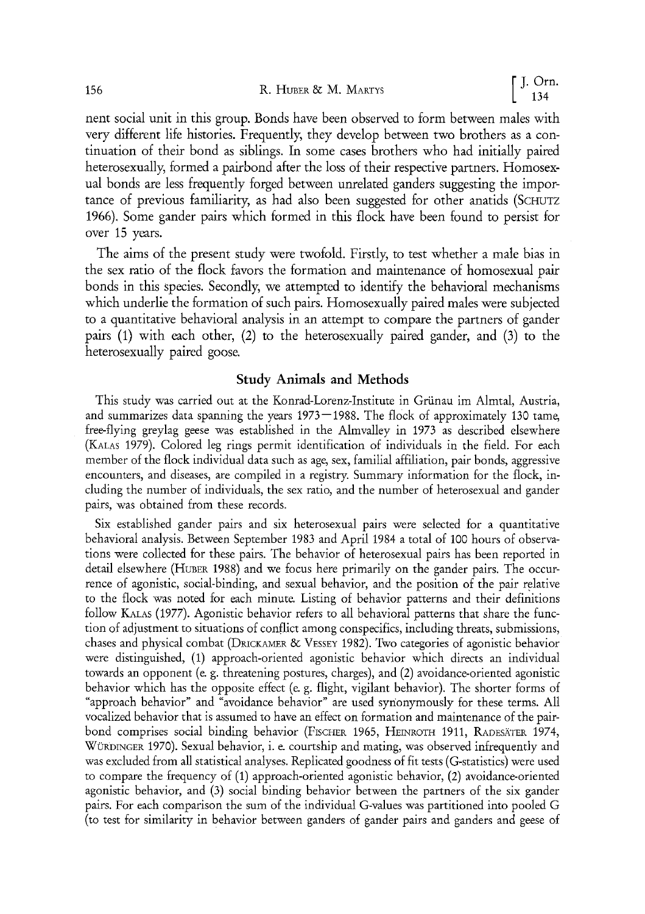nent social unit in this group. Bonds have been observed to form between males with very different life histories. Frequently, they develop between two brothers as a continuation of their bond as siblings. In some cases brothers who had initially paired heterosexually, formed a pairbond after the loss of their respective partners. Homosexual bonds are less frequently forged between unrelated ganders suggesting the importance of previous familiarity, as had also been suggested for other anatids (SCHUTZ 1966). Some gander pairs which formed in this flock have been found to persist for over 15 years.

The aims of the present study were twofold. Firstly, to test whether a male bias in the sex ratio of the flock favors the formation and maintenance of homosexual pair bonds in this species. Secondly, we attempted to identify the behavioral mechanisms which underlie the formation of such pairs. Homosexually paired males were subjected to a quantitative behavioral analysis in an attempt to compare the partners of gander pairs (1) with each other, (2) to the heterosexually paired gander, and (3) to the heterosexually paired goose.

## Study Animals and Methods

This study was carried out at the Konrad-Lorenz-Institute in Grünau im Almtal, Austria, and summarizes data spanning the years 1973—1988. The flock of approximately 130 tame, free-flying greylag geese was established in the Almvalley in 1973 as described elsewhere (KALAS 1979). Colored leg rings permit identification of individuals in the field. For each member of the flock individual data such as age, sex, familial affiliation, pair bonds, aggressive encounters, and diseases, are compiled in a registry. Summary information for the flock, including the number of individuals, the sex ratio, and the number of heterosexual and gander pairs, was obtained from these records.

Six established gander pairs and six heterosexual pairs were selected for a quantitative behavioral analysis. Between September 1983 and April 1984 a total of 100 hours of observations were collected for these pairs. The behavior of heterosexual pairs has been reported in detail elsewhere (HUBER 1988) and we focus here primarily on the gander pairs. The occurrence of agonistic, social-binding, and sexual behavior, and the position of the pair relative to the flock was noted for each minute. Listing of behavior patterns and their definitions follow KALAS (1977). Agonistic behavior refers to all behavioral patterns that share the function of adjustment to situations of conflict among conspecifics, including threats, submissions, chases and physical combat (DRICKAMER & VESSEY 1982). Two categories of agonistic behavior were distinguished, (1) approach-oriented agonistic behavior which directs an individual towards an opponent (e. g. threatening postures, charges), and (2) avoidance-oriented agonistic behavior which has the opposite effect (e. g. flight, vigilant behavior). The shorter forms of "approach behavior" and "avoidance behavior" are used synonymously for these terms. All vocalized behavior that is assumed to have an effect on formation and maintenance of the pairbond comprises social binding behavior (FISCHER 1965, HEINROTH 1911, RADESÄTER 1974, WÜRDINGER 1970). Sexual behavior, i. e. courtship and mating, was observed infrequently and was excluded from all statistical analyses. Replicated goodness of fit tests (G-statistics) were used to compare the frequency of (1) approach-oriented agonistic behavior, (2) avoidance-oriented agonistic behavior, and (3) social binding behavior between the partners of the six gander pairs. For each comparison the sum of the individual G-values was partitioned into pooled G (to test for similarity in behavior between ganders of gander pairs and ganders and geese of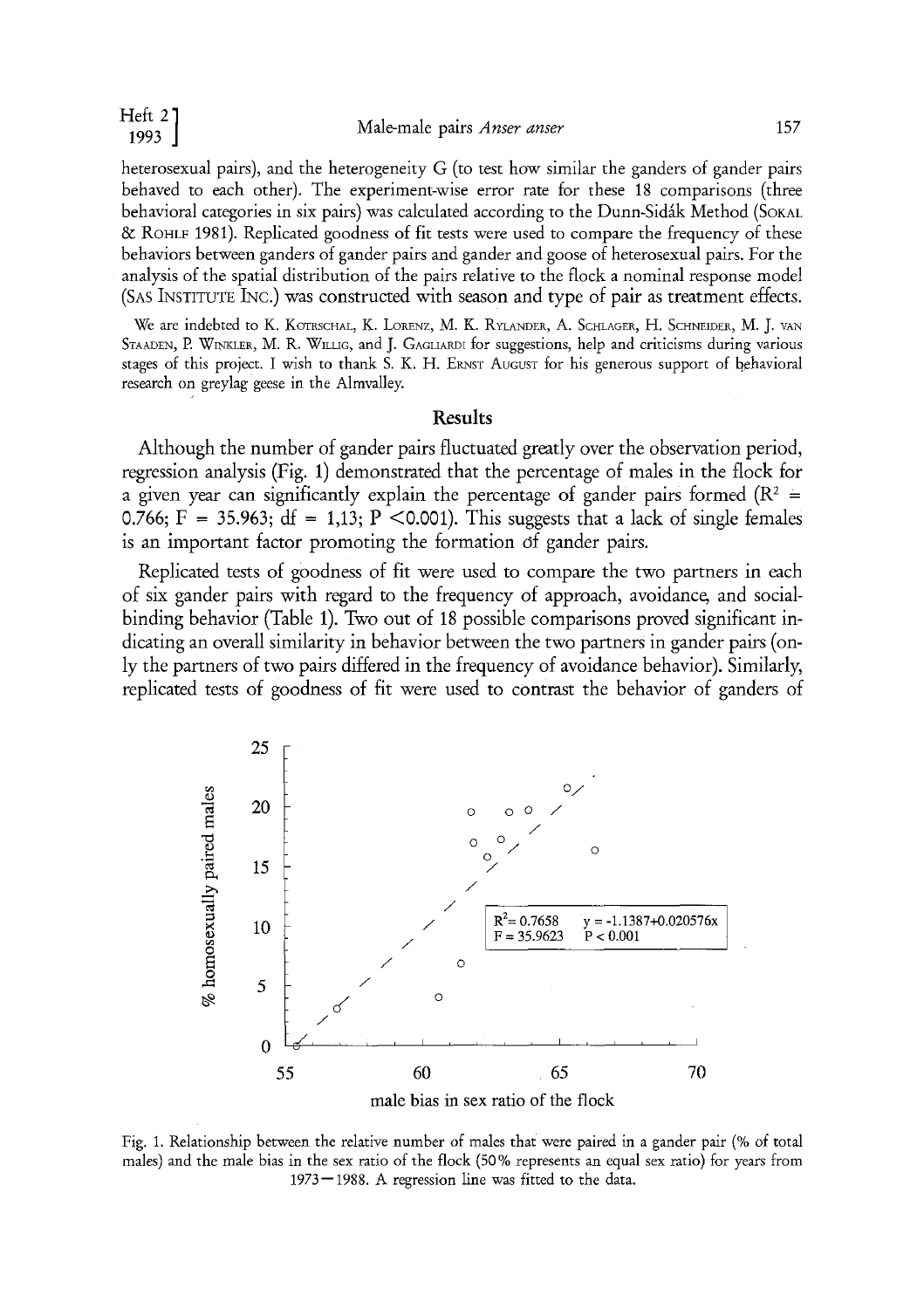heterosexual pairs), and the heterogeneity G (to test how similar the ganders of gander pairs behaved to each other). The experiment-wise error rate for these 18 comparisons (three behavioral categories in six pairs) was calculated according to the Dunn-Sidák Method (SOKAL & ROHLF 1981). Replicated goodness of fit tests were used to compare the frequency of these behaviors between ganders of gander pairs and gander and goose of heterosexual pairs. For the analysis of the spatial distribution of the pairs relative to the flock a nominal response model (SAS INSTITUTE INC.) was constructed with season and type of pair as treatment effects.

We are indebted to K. KOTRSCHAL, K. LORENZ, M. K. RYLANDER, A. SCHLAGER, H. SCHNEIDER, M. J. VAN STAADEN, P. WINKLER, M. R. WILLIG, and J. GAGLIARDI for suggestions, help and criticisms during various stages of this project. I wish to thank S. K. H. ERNST AUGUST for his generous support of behavioral research on greylag geese in the Almvalley.

## Results

Although the number of gander pairs fluctuated greatly over the observation period, regression analysis (Fig. 1) demonstrated that the percentage of males in the flock for a given year can significantly explain the percentage of gander pairs formed ($R^2$ = 0.766; F = 35.963; df = 1,13; P <0.001). This suggests that a lack of single females is an important factor promoting the formation of gander pairs.

Replicated tests of goodness of fit were used to compare the two partners in each of six gander pairs with regard to the frequency of approach, avoidance, and social-binding behavior (Table 1). Two out of 18 possible comparisons proved significant indicating an overall similarity in behavior between the two partners in gander pairs (only the partners of two pairs differed in the frequency of avoidance behavior). Similarly, replicated tests of goodness of fit were used to contrast the behavior of ganders of

Fig. 1. Relationship between the relative number of males that were paired in a gander pair (% of total males) and the male bias in the sex ratio of the flock (50% represents an equal sex ratio) for years from 1973–1988. A regression line was fitted to the data.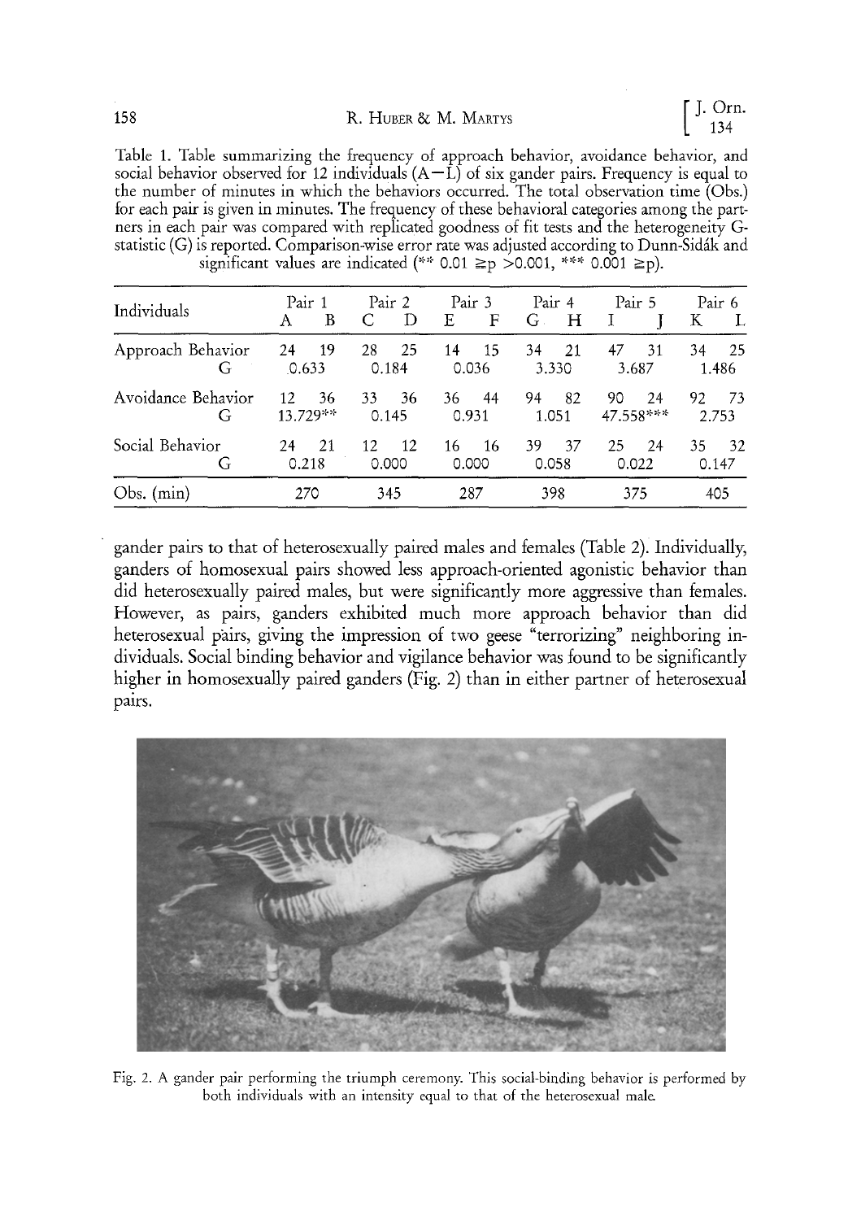Table 1. Table summarizing the frequency of approach behavior, avoidance behavior, and social behavior observed for 12 individuals (A−L) of six gander pairs. Frequency is equal to the number of minutes in which the behaviors occurred. The total observation time (Obs.) for each pair is given in minutes. The frequency of these behavioral categories among the partners in each pair was compared with replicated goodness of fit tests and the heterogeneity G-statistic (G) is reported. Comparison-wise error rate was adjusted according to Dunn-Sidák and significant values are indicated (** 0.01 ≥ p > 0.001, *** 0.001 ≥ p).

| Individuals | Pair 1 | | Pair 2 | | Pair 3 | | Pair 4 | | Pair 5 | | Pair 6 | |
|---|---|---|---|---|---|---|---|---|---|---|---|---|
| | A | B | C | D | E | F | G | H | I | J | K | L |
| Approach Behavior | 24 | 19 | 28 | 25 | 14 | 15 | 34 | 21 | 47 | 31 | 34 | 25 |
| G | 0.633 | | 0.184 | | 0.036 | | 3.330 | | 3.687 | | 1.486 | |
| Avoidance Behavior | 12 | 36 | 33 | 36 | 36 | 44 | 94 | 82 | 90 | 24 | 92 | 73 |
| G | 13.729** | | 0.145 | | 0.931 | | 1.051 | | 47.558*** | | 2.753 | |
| Social Behavior | 24 | 21 | 12 | 12 | 16 | 16 | 39 | 37 | 25 | 24 | 35 | 32 |
| G | 0.218 | | 0.000 | | 0.000 | | 0.058 | | 0.022 | | 0.147 | |
| Obs. (min) | 270 | | 345 | | 287 | | 398 | | 375 | | 405 | |

gander pairs to that of heterosexually paired males and females (Table 2). Individually, ganders of homosexual pairs showed less approach-orientated agonistic behavior than did heterosexually paired males, but were significantly more aggressive than females. However, as pairs, ganders exhibited much more approach behavior than did heterosexual pairs, giving the impression of two geese "terrorizing" neighboring individuals. Social binding behavior and vigilance behavior was found to be significantly higher in homosexually paired ganders (Fig. 2) than in either partner of heterosexual pairs.

Fig. 2. A gander pair performing the triumph ceremony. This social-binding behavior is performed by both individuals with an intensity equal to that of the heterosexual male.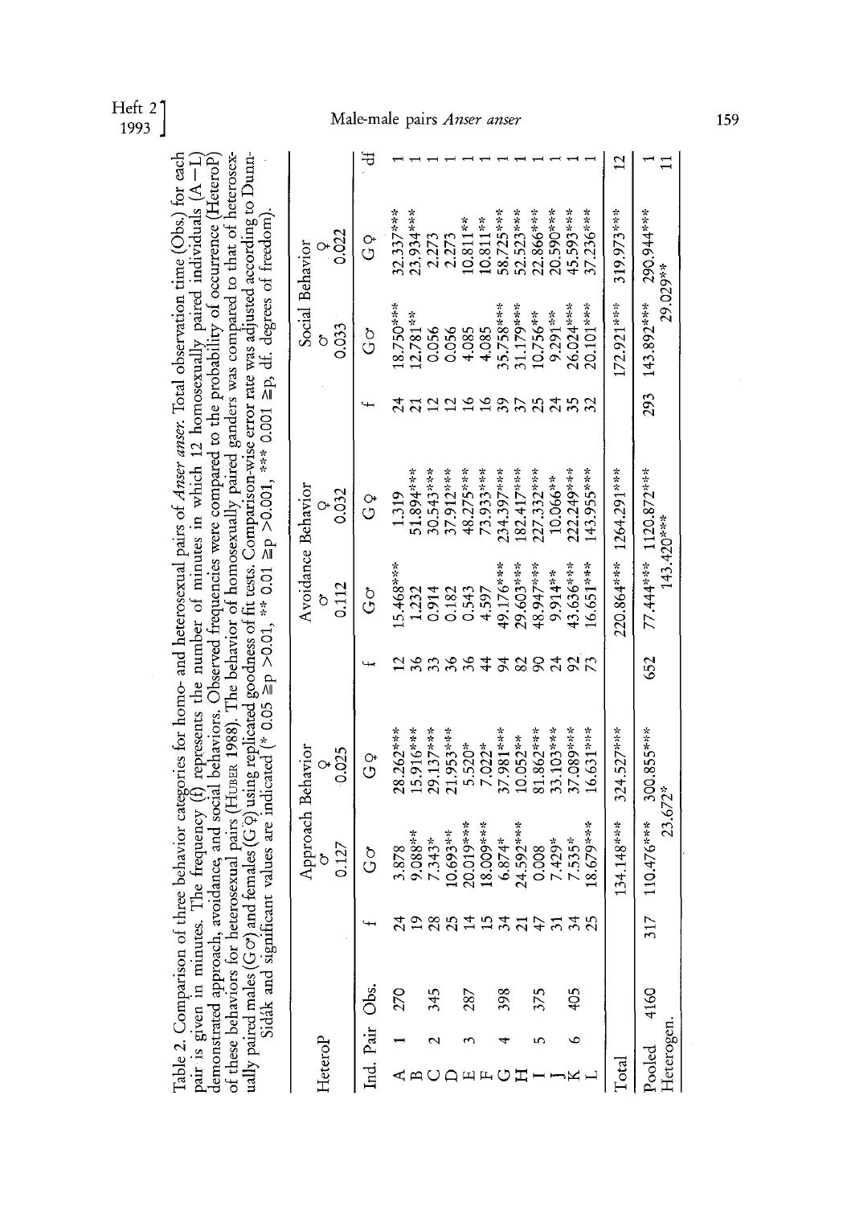Table 2. Comparison of three behavior categories for homo- and heterosexual pairs of *Anser anser*. Total observation time (Obs.) for each pair is given in minutes. The frequency (f) represents the number of minutes in which 12 homosexually paired individuals (A–L) demonstrated approach, avoidance, and social behaviors. Observed frequencies were compared to the probability of occurrence (HeteroP) of these behaviors for heterosexual pairs (HUBER 1988). The behavior of homosexually paired ganders was compared to that of heterosexually paired males (G♂) and females (G♀) using replicated goodness of fit tests. Comparison-wise error rate was adjusted according to Dunn-Sidák and significant values are indicated (* 0.05 ≥ p > 0.01, ** 0.01 ≥ p > 0.001, *** 0.001 ≥ p, df. degrees of freedom).

| HeteroP | | | Approach Behavior | | | Avoidance Behavior | | | Social Behavior | | | |
|---|---|---|---|---|---|---|---|---|---|---|---|---|
| | | | | ♂ | ♀ | | ♂ | ♀ | | ♂ | ♀ | |
| | | | | 0.127 | 0.025 | | 0.112 | 0.032 | | 0.033 | 0.022 | |
| Ind. | Pair | Obs. | f | G♂ | G♀ | f | G♂ | G♀ | f | G♂ | G♀ | df |
| A | 1 | 270 | 24 | 3.878 | 28.262*** | 12 | 15.468*** | 1.319 | 24 | 18.750*** | 32.337*** | 1 |
| B | | | 19 | 9.088** | 15.916*** | 36 | 1.232 | 51.894*** | 21 | 12.781** | 23.934*** | 1 |
| C | 2 | 345 | 28 | 7.343* | 29.137*** | 33 | 0.914 | 30.543*** | 12 | 0.056 | 2.273 | 1 |
| D | | | 25 | 10.693** | 21.953*** | 36 | 0.182 | 37.912*** | 12 | 0.056 | 2.273 | 1 |
| E | 3 | 287 | 14 | 20.019*** | 5.520* | 36 | 0.543 | 48.275*** | 16 | 4.085 | 10.811** | 1 |
| F | | | 15 | 18.009*** | 7.022* | 44 | 4.597 | 73.933*** | 16 | 4.085 | 10.811** | 1 |
| G | 4 | 398 | 34 | 6.874* | 37.981*** | 94 | 49.176*** | 234.397*** | 39 | 35.758*** | 58.725*** | 1 |
| H | | | 21 | 24.592*** | 10.052** | 82 | 29.603*** | 182.417*** | 37 | 31.179*** | 52.523*** | 1 |
| I | 5 | 375 | 47 | 0.008 | 81.862*** | 90 | 48.947*** | 227.332*** | 25 | 10.756** | 22.866*** | 1 |
| J | | | 31 | 7.429* | 33.103*** | 24 | 9.914** | 10.066** | 24 | 9.291** | 20.590*** | 1 |
| K | 6 | 405 | 34 | 7.535* | 37.089*** | 92 | 43.636*** | 222.249*** | 35 | 26.024*** | 45.593*** | 1 |
| L | | | 25 | 18.679*** | 16.631*** | 73 | 16.651*** | 143.955*** | 32 | 20.101*** | 37.236*** | 1 |
| Total | | | | 134.148*** | 324.527*** | | 220.864*** | 1264.291*** | | 172.921*** | 319.973*** | 12 |
| Pooled | | 4160 | 317 | 110.476*** | 300.855*** | 652 | 77.444*** | 1120.872*** | 293 | 143.892*** | 290.944*** | 1 |
| Heterogen. | | | | 23.672* | | | 143.420*** | | | 29.029** | | 11 |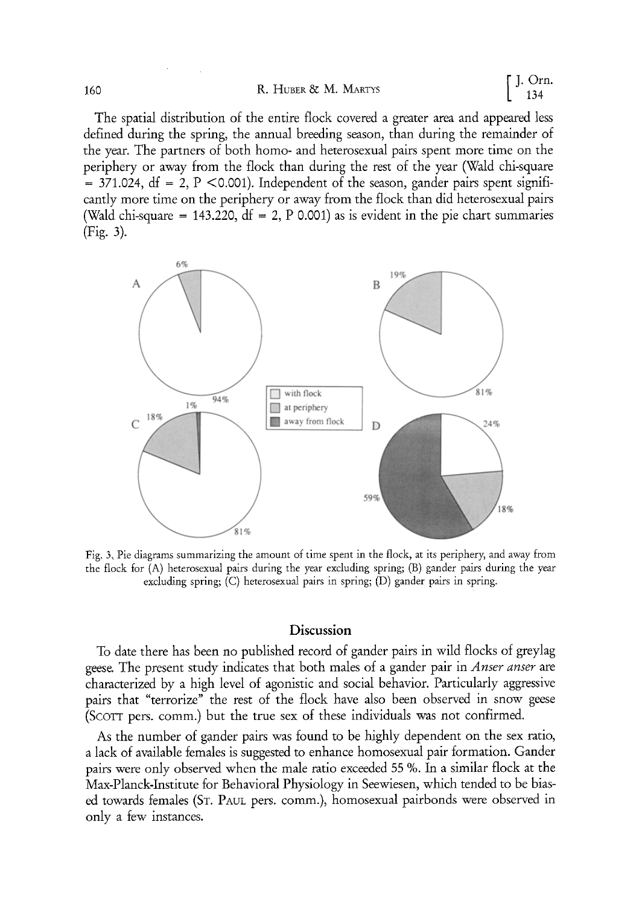The spatial distribution of the entire flock covered a greater area and appeared less defined during the spring, the annual breeding season, than during the remainder of the year. The partners of both homo- and heterosexual pairs spent more time on the periphery or away from the flock than during the rest of the year (Wald chi-square = 371.024, df = 2, $P < 0.001$). Independent of the season, gander pairs spent significantly more time on the periphery or away from the flock than did heterosexual pairs (Wald chi-square = 143.220, df = 2, P 0.001) as is evident in the pie chart summaries (Fig. 3).

Fig. 3. Pie diagrams summarizing the amount of time spent in the flock, at its periphery, and away from the flock for (A) heterosexual pairs during the year excluding spring; (B) gander pairs during the year excluding spring; (C) heterosexual pairs in spring; (D) gander pairs in spring.

## Discussion

To date there has been no published record of gander pairs in wild flocks of greylag geese. The present study indicates that both males of a gander pair in *Anser anser* are characterized by a high level of agonistic and social behavior. Particularly aggressive pairs that "terrorize" the rest of the flock have also been observed in snow geese (Scott pers. comm.) but the true sex of these individuals was not confirmed.

As the number of gander pairs was found to be highly dependent on the sex ratio, a lack of available females is suggested to enhance homosexual pair formation. Gander pairs were only observed when the male ratio exceeded 55 %. In a similar flock at the Max-Planck-Institute for Behavioral Physiology in Seewiesen, which tended to be biased towards females (St. Paul pers. comm.), homosexual pairbonds were observed in only a few instances.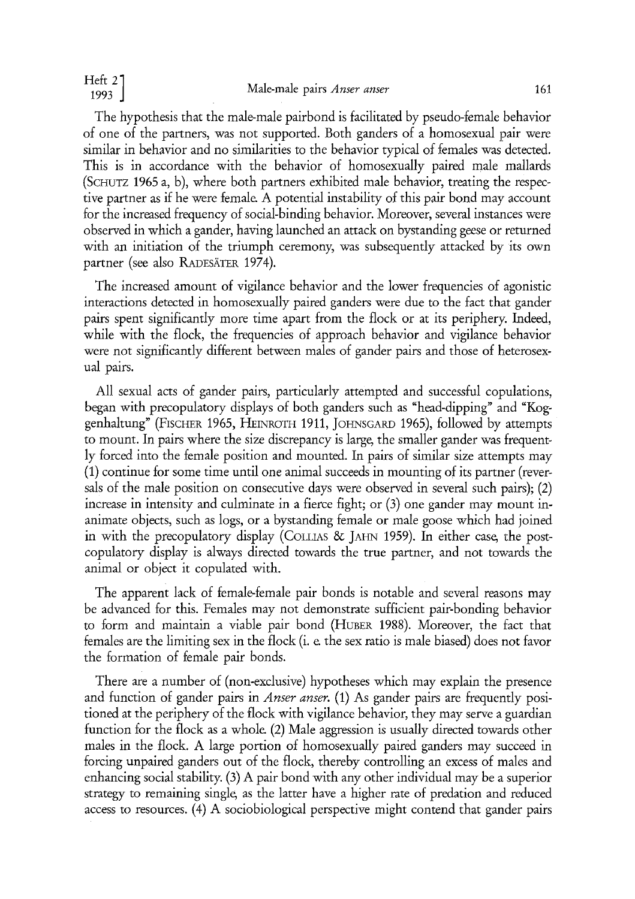The hypothesis that the male-male pairbond is facilitated by pseudo-female behavior of one of the partners, was not supported. Both ganders of a homosexual pair were similar in behavior and no similarities to the behavior typical of females was detected. This is in accordance with the behavior of homosexually paired male mallards (SCHUTZ 1965 a, b), where both partners exhibited male behavior, treating the respective partner as if he were female. A potential instability of this pair bond may account for the increased frequency of social-binding behavior. Moreover, several instances were observed in which a gander, having launched an attack on bystanding geese or returned with an initiation of the triumph ceremony, was subsequently attacked by its own partner (see also RADESÄTER 1974).

The increased amount of vigilance behavior and the lower frequencies of agonistic interactions detected in homosexually paired ganders were due to the fact that gander pairs spent significantly more time apart from the flock or at its periphery. Indeed, while with the flock, the frequencies of approach behavior and vigilance behavior were not significantly different between males of gander pairs and those of heterosexual pairs.

All sexual acts of gander pairs, particularly attempted and successful copulations, began with precopulatory displays of both ganders such as "head-dipping" and "Koggenhaltung" (FISCHER 1965, HEINROTH 1911, JOHNSGARD 1965), followed by attempts to mount. In pairs where the size discrepancy is large, the smaller gander was frequently forced into the female position and mounted. In pairs of similar size attempts may (1) continue for some time until one animal succeeds in mounting of its partner (reversals of the male position on consecutive days were observed in several such pairs); (2) increase in intensity and culminate in a fierce fight; or (3) one gander may mount inanimate objects, such as logs, or a bystanding female or male goose which had joined in with the precopulatory display (COLLIAS & JAHN 1959). In either case, the postcopulatory display is always directed towards the true partner, and not towards the animal or object it copulated with.

The apparent lack of female-female pair bonds is notable and several reasons may be advanced for this. Females may not demonstrate sufficient pair-bonding behavior to form and maintain a viable pair bond (HUBER 1988). Moreover, the fact that females are the limiting sex in the flock (i. e. the sex ratio is male biased) does not favor the formation of female pair bonds.

There are a number of (non-exclusive) hypotheses which may explain the presence and function of gander pairs in *Anser anser*. (1) As gander pairs are frequently positioned at the periphery of the flock with vigilance behavior, they may serve a guardian function for the flock as a whole. (2) Male aggression is usually directed towards other males in the flock. A large portion of homosexually paired ganders may succeed in forcing unpaired ganders out of the flock, thereby controlling an excess of males and enhancing social stability. (3) A pair bond with any other individual may be a superior strategy to remaining single, as the latter have a higher rate of predation and reduced access to resources. (4) A sociobiological perspective might contend that gander pairs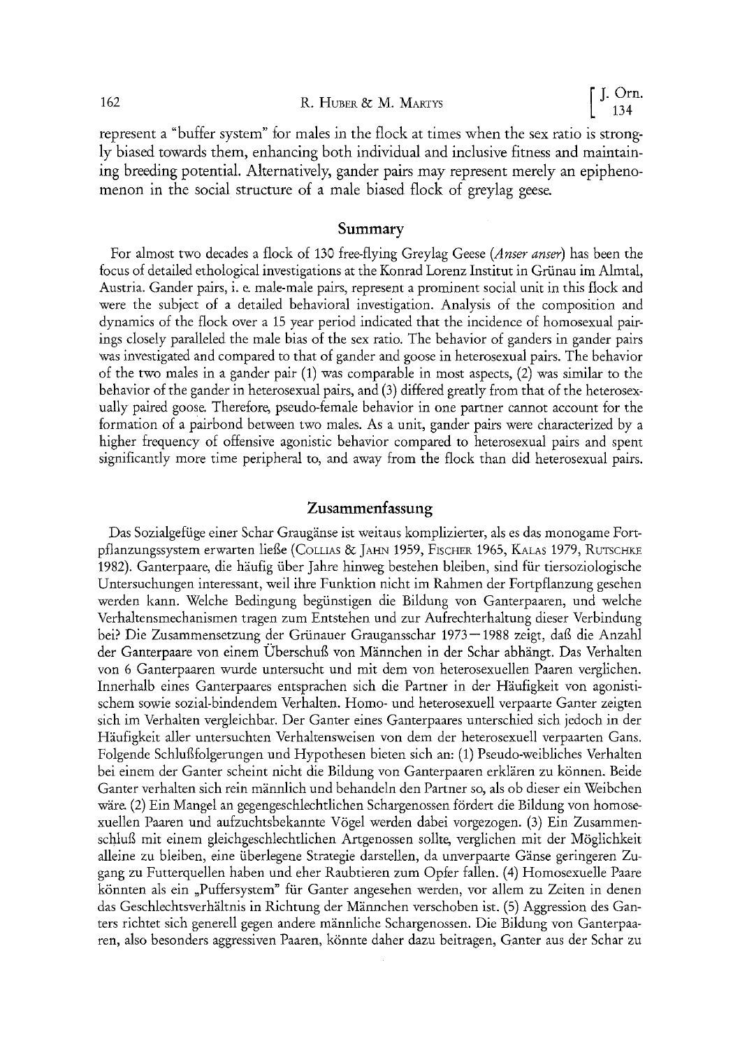represent a "buffer system" for males in the flock at times when the sex ratio is strongly biased towards them, enhancing both individual and inclusive fitness and maintaining breeding potential. Alternatively, gander pairs may represent merely an epiphenomenon in the social structure of a male biased flock of greylag geese.

## Summary

For almost two decades a flock of 130 free-flying Greylag Geese (*Anser anser*) has been the focus of detailed ethological investigations at the Konrad Lorenz Institut in Grünau im Almtal, Austria. Gander pairs, i. e. male-male pairs, represent a prominent social unit in this flock and were the subject of a detailed behavioral investigation. Analysis of the composition and dynamics of the flock over a 15 year period indicated that the incidence of homosexual pairings closely paralleled the male bias of the sex ratio. The behavior of ganders in gander pairs was investigated and compared to that of gander and goose in heterosexual pairs. The behavior of the two males in a gander pair (1) was comparable in most aspects, (2) was similar to the behavior of the gander in heterosexual pairs, and (3) differed greatly from that of the heterosexually paired goose. Therefore, pseudo-female behavior in one partner cannot account for the formation of a pairbond between two males. As a unit, gander pairs were characterized by a higher frequency of offensive agonistic behavior compared to heterosexual pairs and spent significantly more time peripheral to, and away from the flock than did heterosexual pairs.

## Zusammenfassung

Das Sozialgefüge einer Schar Graugänse ist weitaus komplizierter, als es das monogame Fortpflanzungssystem erwarten ließe (Collias & Jahn 1959, Fischer 1965, Kalas 1979, Rutschke 1982). Ganterpaare, die häufig über Jahre hinweg bestehen bleiben, sind für tiersoziologische Untersuchungen interessant, weil ihre Funktion nicht im Rahmen der Fortpflanzung gesehen werden kann. Welche Bedingung begünstigen die Bildung von Ganterpaaren, und welche Verhaltensmechanismen tragen zum Entstehen und zur Aufrechterhaltung dieser Verbindung bei? Die Zusammensetzung der Grünauer Graugansschar 1973–1988 zeigt, daß die Anzahl der Ganterpaare von einem Überschuß von Männchen in der Schar abhängt. Das Verhalten von 6 Ganterpaaren wurde untersucht und mit dem von heterosexuellen Paaren verglichen. Innerhalb eines Ganterpaares entsprachen sich die Partner in der Häufigkeit von agonistischem sowie sozial-bindendem Verhalten. Homo- und heterosexuell verpaarte Ganter zeigten sich im Verhalten vergleichbar. Der Ganter eines Ganterpaares unterschied sich jedoch in der Häufigkeit aller untersuchten Verhaltensweisen von dem der heterosexuell verpaarten Gans. Folgende Schlußfolgerungen und Hypothesen bieten sich an: (1) Pseudo-weibliches Verhalten bei einem der Ganter scheint nicht die Bildung von Ganterpaaren erklären zu können. Beide Ganter verhalten sich rein männlich und behandeln den Partner so, als ob dieser ein Weibchen wäre. (2) Ein Mangel an gegengeschlechtlichen Schargenossen fördert die Bildung von homosexuellen Paaren und aufzuchtsbekannte Vögel werden dabei vorgezogen. (3) Ein Zusammenschluß mit einem gleichgeschlechtlichen Artgenossen sollte, verglichen mit der Möglichkeit alleine zu bleiben, eine überlegene Strategie darstellen, da unverpaarte Gänse geringeren Zugang zu Futterquellen haben und eher Raubtieren zum Opfer fallen. (4) Homosexuelle Paare könnten als ein „Puffersystem" für Ganter angesehen werden, vor allem zu Zeiten in denen das Geschlechtsverhältnis in Richtung der Männchen verschoben ist. (5) Aggression des Ganters richtet sich generell gegen andere männliche Schargenossen. Die Bildung von Ganterpaaren, also besonders aggressiven Paaren, könnte daher dazu beitragen, Ganter aus der Schar zu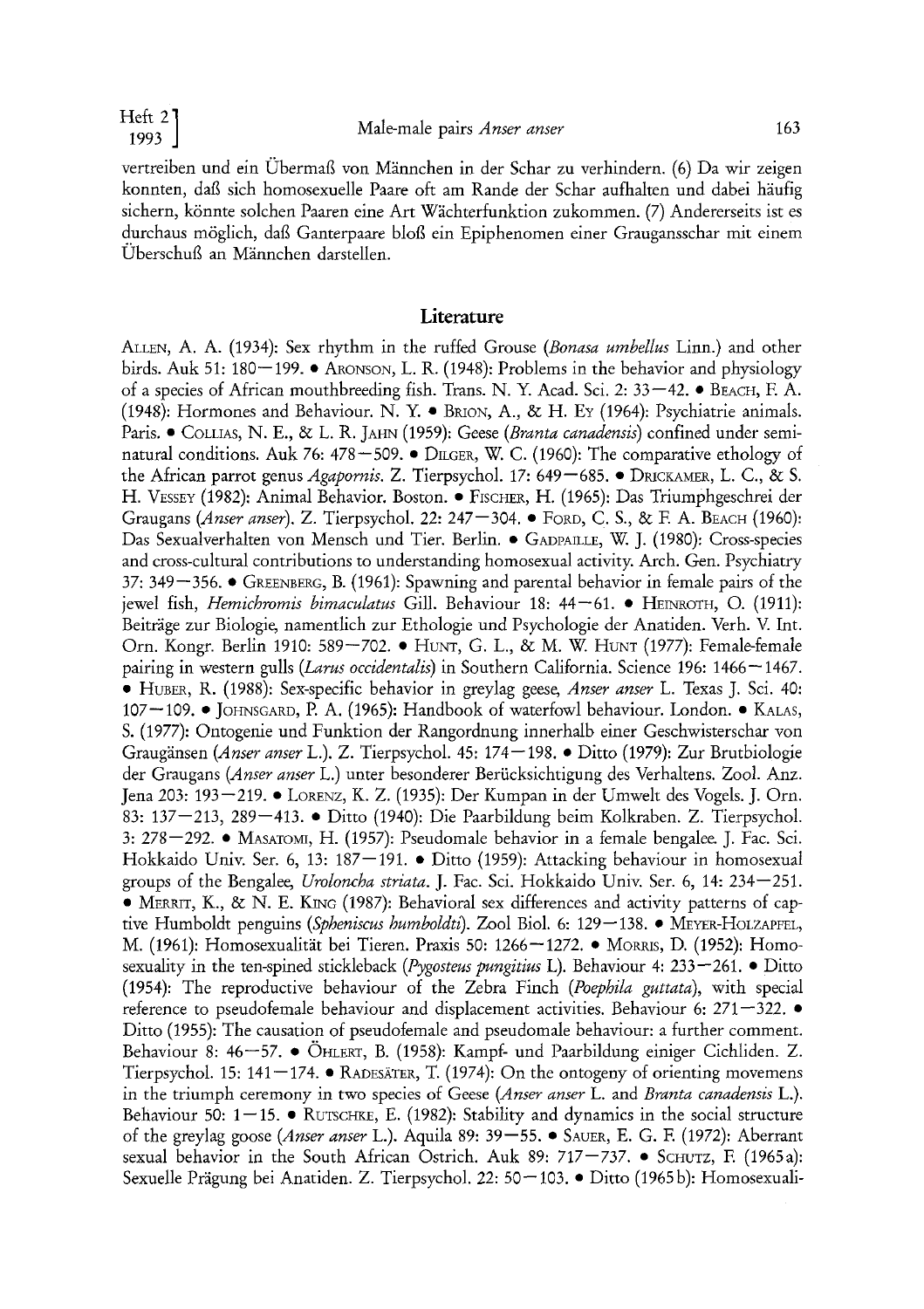vertreiben und ein Übermaß von Männchen in der Schar zu verhindern. (6) Da wir zeigen konnten, daß sich homosexuelle Paare oft am Rande der Schar aufhalten und dabei häufig sichern, könnte solchen Paaren eine Art Wächterfunktion zukommen. (7) Andererseits ist es durchaus möglich, daß Ganterpaare bloß ein Epiphenomen einer Graugansschar mit einem Überschuß an Männchen darstellen.

## Literature

ALLEN, A. A. (1934): Sex rhythm in the ruffed Grouse (*Bonasa umbellus* Linn.) and other birds. Auk 51: 180—199. • ARONSON, L. R. (1948): Problems in the behavior and physiology of a species of African mouthbreeding fish. Trans. N. Y. Acad. Sci. 2: 33—42. • BEACH, F. A. (1948): Hormones and Behaviour. N. Y. • BRION, A., & H. EY (1964): Psychiatrie animals. Paris. • COLLIAS, N. E., & L. R. JAHN (1959): Geese (*Branta canadensis*) confined under seminatural conditions. Auk 76: 478—509. • DILGER, W. C. (1960): The comparative ethology of the African parrot genus *Agapornis*. Z. Tierpsychol. 17: 649—685. • DRICKAMER, L. C., & S. H. VESSEY (1982): Animal Behavior. Boston. • FISCHER, H. (1965): Das Triumphgeschrei der Graugans (*Anser anser*). Z. Tierpsychol. 22: 247—304. • FORD, C. S., & F. A. BEACH (1960): Das Sexualverhalten von Mensch und Tier. Berlin. • GADPAILLE, W. J. (1980): Cross-species and cross-cultural contributions to understanding homosexual activity. Arch. Gen. Psychiatry 37: 349—356. • GREENBERG, B. (1961): Spawning and parental behavior in female pairs of the jewel fish, *Hemichromis bimaculatus* Gill. Behaviour 18: 44—61. • HEINROTH, O. (1911): Beiträge zur Biologie, namentlich zur Ethologie und Psychologie der Anatiden. Verh. V. Int. Orn. Kongr. Berlin 1910: 589—702. • HUNT, G. L., & M. W. HUNT (1977): Female-female pairing in western gulls (*Larus occidentalis*) in Southern California. Science 196: 1466—1467. • HUBER, R. (1988): Sex-specific behavior in greylag geese, *Anser anser* L. Texas J. Sci. 40: 107—109. • JOHNSGARD, P. A. (1965): Handbook of waterfowl behaviour. London. • KALAS, S. (1977): Ontogenie und Funktion der Rangordnung innerhalb einer Geschwisterschar von Graugänsen (*Anser anser* L.). Z. Tierpsychol. 45: 174—198. • Ditto (1979): Zur Brutbiologie der Graugans (*Anser anser* L.) unter besonderer Berücksichtigung des Verhaltens. Zool. Anz. Jena 203: 193—219. • LORENZ, K. Z. (1935): Der Kumpan in der Umwelt des Vogels. J. Orn. 83: 137—213, 289—413. • Ditto (1940): Die Paarbildung beim Kolkraben. Z. Tierpsychol. 3: 278—292. • MASATOMI, H. (1957): Pseudomale behavior in a female bengalee. J. Fac. Sci. Hokkaido Univ. Ser. 6, 13: 187—191. • Ditto (1959): Attacking behaviour in homosexual groups of the Bengalee, *Uroloncha striata*. J. Fac. Sci. Hokkaido Univ. Ser. 6, 14: 234—251. • MERRIT, K., & N. E. KING (1987): Behavioral sex differences and activity patterns of captive Humboldt penguins (*Spheniscus humboldti*). Zool Biol. 6: 129—138. • MEYER-HOLZAPFEL, M. (1961): Homosexualität bei Tieren. Praxis 50: 1266—1272. • MORRIS, D. (1952): Homosexuality in the ten-spined stickleback (*Pygosteus pungitius* L). Behaviour 4: 233—261. • Ditto (1954): The reproductive behaviour of the Zebra Finch (*Poephila guttata*), with special reference to pseudofemale behaviour and displacement activities. Behaviour 6: 271—322. • Ditto (1955): The causation of pseudofemale and pseudomale behaviour: a further comment. Behaviour 8: 46—57. • ÖHLERT, B. (1958): Kampf- und Paarbildung einiger Cichliden. Z. Tierpsychol. 15: 141—174. • RADESÄTER, T. (1974): On the ontogeny of orienting movemens in the triumph ceremony in two species of Geese (*Anser anser* L. and *Branta canadensis* L.). Behaviour 50: 1—15. • RUTSCHKE, E. (1982): Stability and dynamics in the social structure of the greylag goose (*Anser anser* L.). Aquila 89: 39—55. • SAUER, E. G. F. (1972): Aberrant sexual behavior in the South African Ostrich. Auk 89: 717—737. • SCHUTZ, F. (1965a): Sexuelle Prägung bei Anatiden. Z. Tierpsychol. 22: 50—103. • Ditto (1965b): Homosexuali-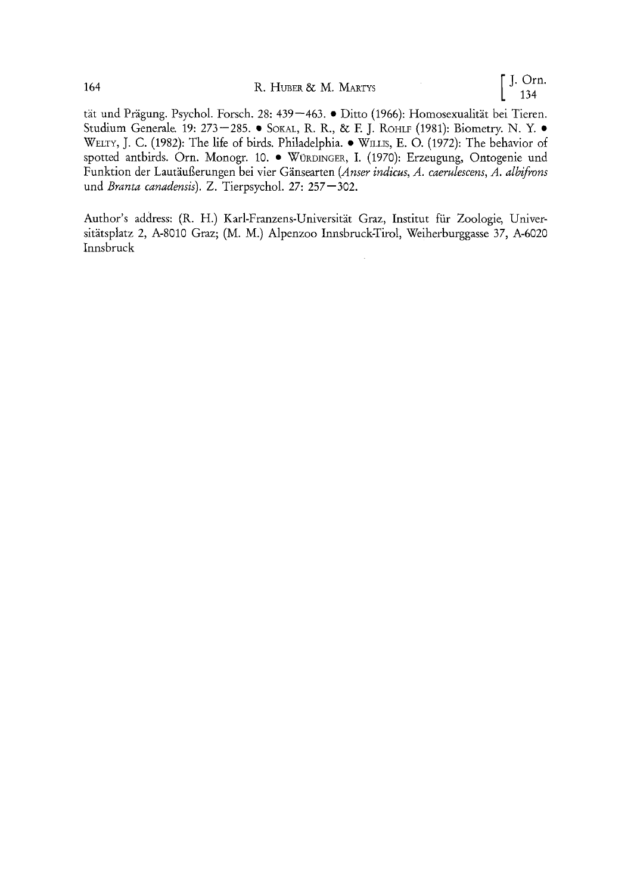tät und Prägung. Psychol. Forsch. 28: 439—463. • Ditto (1966): Homosexualität bei Tieren. Studium Generale. 19: 273—285. • SOKAL, R. R., & F. J. ROHLF (1981): Biometry. N. Y. • WELTY, J. C. (1982): The life of birds. Philadelphia. • WILLIS, E. O. (1972): The behavior of spotted antbirds. Orn. Monogr. 10. • WÜRDINGER, I. (1970): Erzeugung, Ontogenie und Funktion der Lautäußerungen bei vier Gänsearten (*Anser indicus*, *A. caerulescens*, *A. albifrons* und *Branta canadensis*). Z. Tierpsychol. 27: 257—302.

Author's address: (R. H.) Karl-Franzens-Universität Graz, Institut für Zoologie, Universitätsplatz 2, A-8010 Graz; (M. M.) Alpenzoo Innsbruck-Tirol, Weiherburggasse 37, A-6020 Innsbruck